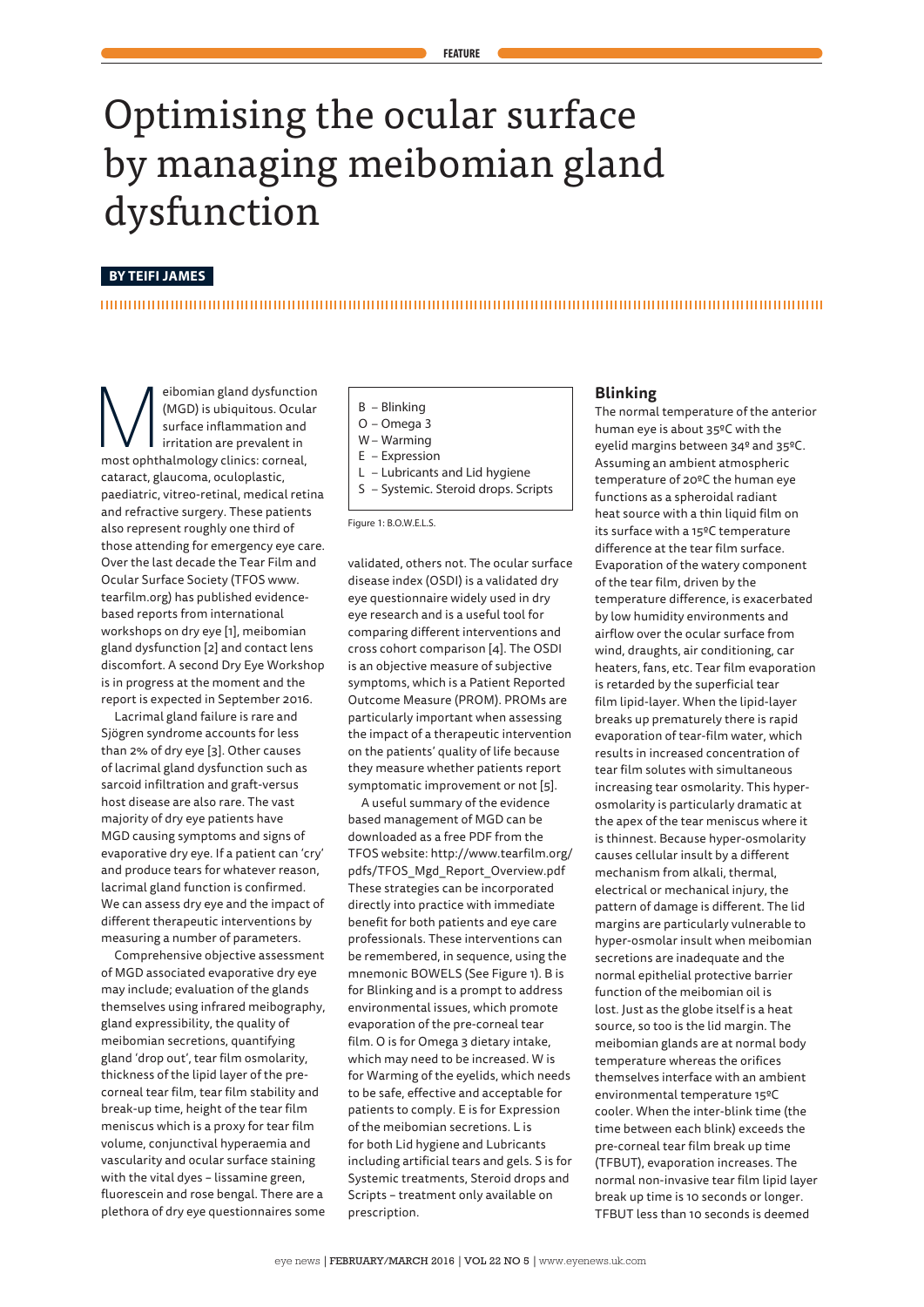FEATURE

# Optimising the ocular surface by managing meibomian gland dysfunction

**BY TEIFI JAMES**

Meibomian gland dysfunction (MGD) is ubiquitous. Ocular surface inflammation and irritation are prevalent in most ophthalmology clinics: corneal, cataract, glaucoma, oculoplastic, paediatric, vitreo-retinal, medical retina and refractive surgery. These patients also represent roughly one third of those attending for emergency eye care. Over the last decade the Tear Film and Ocular Surface Society (TFOS www.tearfilm.org) has published evidence-based reports from international workshops on dry eye [1], meibomian gland dysfunction [2] and contact lens discomfort. A second Dry Eye Workshop is in progress at the moment and the report is expected in September 2016.

Lacrimal gland failure is rare and Sjögren syndrome accounts for less than 2% of dry eye [3]. Other causes of lacrimal gland dysfunction such as sarcoid infiltration and graft-versus host disease are also rare. The vast majority of dry eye patients have MGD causing symptoms and signs of evaporative dry eye. If a patient can 'cry' and produce tears for whatever reason, lacrimal gland function is confirmed. We can assess dry eye and the impact of different therapeutic interventions by measuring a number of parameters.

Comprehensive objective assessment of MGD associated evaporative dry eye may include; evaluation of the glands themselves using infrared meibography, gland expressibility, the quality of meibomian secretions, quantifying gland 'drop out', tear film osmolarity, thickness of the lipid layer of the pre-corneal tear film, tear film stability and break-up time, height of the tear film meniscus which is a proxy for tear film volume, conjunctival hyperaemia and vascularity and ocular surface staining with the vital dyes – lissamine green, fluorescein and rose bengal. There are a plethora of dry eye questionnaires some validated, others not. The ocular surface disease index (OSDI) is a validated dry eye questionnaire widely used in dry eye research and is a useful tool for comparing different interventions and cross cohort comparison [4]. The OSDI is an objective measure of subjective symptoms, which is a Patient Reported Outcome Measure (PROM). PROMs are particularly important when assessing the impact of a therapeutic intervention on the patients' quality of life because they measure whether patients report symptomatic improvement or not [5].

- B – Blinking
- O – Omega 3
- W – Warming
- E – Expression
- L – Lubricants and Lid hygiene
- S – Systemic. Steroid drops. Scripts

Figure 1: B.O.W.E.L.S.

A useful summary of the evidence based management of MGD can be downloaded as a free PDF from the TFOS website: http://www.tearfilm.org/pdfs/TFOS_Mgd_Report_Overview.pdf These strategies can be incorporated directly into practice with immediate benefit for both patients and eye care professionals. These interventions can be remembered, in sequence, using the mnemonic BOWELS (See Figure 1). B is for Blinking and is a prompt to address environmental issues, which promote evaporation of the pre-corneal tear film. O is for Omega 3 dietary intake, which may need to be increased. W is for Warming of the eyelids, which needs to be safe, effective and acceptable for patients to comply. E is for Expression of the meibomian secretions. L is for both Lid hygiene and Lubricants including artificial tears and gels. S is for Systemic treatments, Steroid drops and Scripts – treatment only available on prescription.

## Blinking

The normal temperature of the anterior human eye is about 35ºC with the eyelid margins between 34º and 35ºC. Assuming an ambient atmospheric temperature of 20ºC the human eye functions as a spheroidal radiant heat source with a thin liquid film on its surface with a 15ºC temperature difference at the tear film surface. Evaporation of the watery component of the tear film, driven by the temperature difference, is exacerbated by low humidity environments and airflow over the ocular surface from wind, draughts, air conditioning, car heaters, fans, etc. Tear film evaporation is retarded by the superficial tear film lipid-layer. When the lipid-layer breaks up prematurely there is rapid evaporation of tear-film water, which results in increased concentration of tear film solutes with simultaneous increasing tear osmolarity. This hyper-osmolarity is particularly dramatic at the apex of the tear meniscus where it is thinnest. Because hyper-osmolarity causes cellular insult by a different mechanism from alkali, thermal, electrical or mechanical injury, the pattern of damage is different. The lid margins are particularly vulnerable to hyper-osmolar insult when meibomian secretions are inadequate and the normal epithelial protective barrier function of the meibomian oil is lost. Just as the globe itself is a heat source, so too is the lid margin. The meibomian glands are at normal body temperature whereas the orifices themselves interface with an ambient environmental temperature 15ºC cooler. When the inter-blink time (the time between each blink) exceeds the pre-corneal tear film break up time (TFBUT), evaporation increases. The normal non-invasive tear film lipid layer break up time is 10 seconds or longer. TFBUT less than 10 seconds is deemed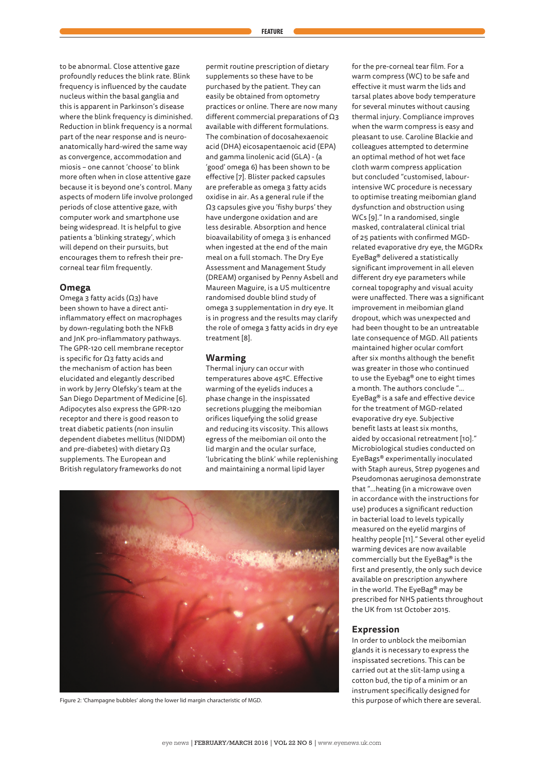to be abnormal. Close attentive gaze profoundly reduces the blink rate. Blink frequency is influenced by the caudate nucleus within the basal ganglia and this is apparent in Parkinson's disease where the blink frequency is diminished. Reduction in blink frequency is a normal part of the near response and is neuro-anatomically hard-wired the same way as convergence, accommodation and miosis – one cannot 'choose' to blink more often when in close attentive gaze because it is beyond one's control. Many aspects of modern life involve prolonged periods of close attentive gaze, with computer work and smartphone use being widespread. It is helpful to give patients a 'blinking strategy', which will depend on their pursuits, but encourages them to refresh their pre-corneal tear film frequently.

## Omega

Omega 3 fatty acids (Ω3) have been shown to have a direct anti-inflammatory effect on macrophages by down-regulating both the NFkB and JnK pro-inflammatory pathways. The GPR-120 cell membrane receptor is specific for Ω3 fatty acids and the mechanism of action has been elucidated and elegantly described in work by Jerry Olefsky's team at the San Diego Department of Medicine [6]. Adipocytes also express the GPR-120 receptor and there is good reason to treat diabetic patients (non insulin dependent diabetes mellitus (NIDDM) and pre-diabetes) with dietary Ω3 supplements. The European and British regulatory frameworks do not permit routine prescription of dietary supplements so these have to be purchased by the patient. They can easily be obtained from optometry practices or online. There are now many different commercial preparations of Ω3 available with different formulations. The combination of docosahexaenoic acid (DHA) eicosapentaenoic acid (EPA) and gamma linolenic acid (GLA) - (a 'good' omega 6) has been shown to be effective [7]. Blister packed capsules are preferable as omega 3 fatty acids oxidise in air. As a general rule if the Ω3 capsules give you 'fishy burps' they have undergone oxidation and are less desirable. Absorption and hence bioavailability of omega 3 is enhanced when ingested at the end of the main meal on a full stomach. The Dry Eye Assessment and Management Study (DREAM) organised by Penny Asbell and Maureen Maguire, is a US multicentre randomised double blind study of omega 3 supplementation in dry eye. It is in progress and the results may clarify the role of omega 3 fatty acids in dry eye treatment [8].

## Warming

Thermal injury can occur with temperatures above 45ºC. Effective warming of the eyelids induces a phase change in the inspissated secretions plugging the meibomian orifices liquefying the solid grease and reducing its viscosity. This allows egress of the meibomian oil onto the lid margin and the ocular surface, 'lubricating the blink' while replenishing and maintaining a normal lipid layer for the pre-corneal tear film. For a warm compress (WC) to be safe and effective it must warm the lids and tarsal plates above body temperature for several minutes without causing thermal injury. Compliance improves when the warm compress is easy and pleasant to use. Caroline Blackie and colleagues attempted to determine an optimal method of hot wet face cloth warm compress application but concluded "customised, labour-intensive WC procedure is necessary to optimise treating meibomian gland dysfunction and obstruction using WCs [9]." In a randomised, single masked, contralateral clinical trial of 25 patients with confirmed MGD-related evaporative dry eye, the MGDRx EyeBag® delivered a statistically significant improvement in all eleven different dry eye parameters while corneal topography and visual acuity were unaffected. There was a significant improvement in meibomian gland dropout, which was unexpected and had been thought to be an untreatable late consequence of MGD. All patients maintained higher ocular comfort after six months although the benefit was greater in those who continued to use the Eyebag® one to eight times a month. The authors conclude "… EyeBag® is a safe and effective device for the treatment of MGD-related evaporative dry eye. Subjective benefit lasts at least six months, aided by occasional retreatment [10]." Microbiological studies conducted on EyeBags® experimentally inoculated with Staph aureus, Strep pyogenes and Pseudomonas aeruginosa demonstrate that "…heating (in a microwave oven in accordance with the instructions for use) produces a significant reduction in bacterial load to levels typically measured on the eyelid margins of healthy people [11]." Several other eyelid warming devices are now available commercially but the EyeBag® is the first and presently, the only such device available on prescription anywhere in the world. The EyeBag® may be prescribed for NHS patients throughout the UK from 1st October 2015.

Figure 2: 'Champagne bubbles' along the lower lid margin characteristic of MGD.

## Expression

In order to unblock the meibomian glands it is necessary to express the inspissated secretions. This can be carried out at the slit-lamp using a cotton bud, the tip of a minim or an instrument specifically designed for this purpose of which there are several.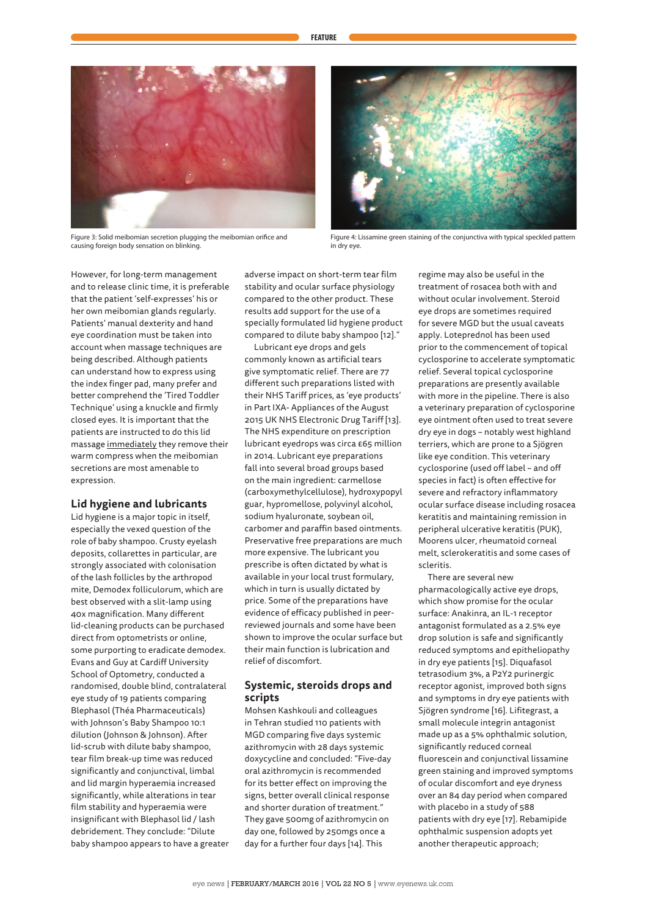Figure 3: Solid meibomian secretion plugging the meibomian orifice and causing foreign body sensation on blinking.

Figure 4: Lissamine green staining of the conjunctiva with typical speckled pattern in dry eye.

However, for long-term management and to release clinic time, it is preferable that the patient 'self-expresses' his or her own meibomian glands regularly. Patients' manual dexterity and hand eye coordination must be taken into account when massage techniques are being described. Although patients can understand how to express using the index finger pad, many prefer and better comprehend the 'Tired Toddler Technique' using a knuckle and firmly closed eyes. It is important that the patients are instructed to do this lid massage immediately they remove their warm compress when the meibomian secretions are most amenable to expression.

## Lid hygiene and lubricants

Lid hygiene is a major topic in itself, especially the vexed question of the role of baby shampoo. Crusty eyelash deposits, collarettes in particular, are strongly associated with colonisation of the lash follicles by the arthropod mite, Demodex folliculorum, which are best observed with a slit-lamp using 40x magnification. Many different lid-cleaning products can be purchased direct from optometrists or online, some purporting to eradicate demodex. Evans and Guy at Cardiff University School of Optometry, conducted a randomised, double blind, contralateral eye study of 19 patients comparing Blephasol (Théa Pharmaceuticals) with Johnson's Baby Shampoo 10:1 dilution (Johnson & Johnson). After lid-scrub with dilute baby shampoo, tear film break-up time was reduced significantly and conjunctival, limbal and lid margin hyperaemia increased significantly, while alterations in tear film stability and hyperaemia were insignificant with Blephasol lid / lash debridement. They conclude: "Dilute baby shampoo appears to have a greater adverse impact on short-term tear film stability and ocular surface physiology compared to the other product. These results add support for the use of a specially formulated lid hygiene product compared to dilute baby shampoo [12]."

Lubricant eye drops and gels commonly known as artificial tears give symptomatic relief. There are 77 different such preparations listed with their NHS Tariff prices, as 'eye products' in Part IXA- Appliances of the August 2015 UK NHS Electronic Drug Tariff [13]. The NHS expenditure on prescription lubricant eyedrops was circa £65 million in 2014. Lubricant eye preparations fall into several broad groups based on the main ingredient: carmellose (carboxymethylcellulose), hydroxypopyl guar, hypromellose, polyvinyl alcohol, sodium hyaluronate, soybean oil, carbomer and paraffin based ointments. Preservative free preparations are much more expensive. The lubricant you prescribe is often dictated by what is available in your local trust formulary, which in turn is usually dictated by price. Some of the preparations have evidence of efficacy published in peer-reviewed journals and some have been shown to improve the ocular surface but their main function is lubrication and relief of discomfort.

## Systemic, steroids drops and scripts

Mohsen Kashkouli and colleagues in Tehran studied 110 patients with MGD comparing five days systemic azithromycin with 28 days systemic doxycycline and concluded: "Five-day oral azithromycin is recommended for its better effect on improving the signs, better overall clinical response and shorter duration of treatment." They gave 500mg of azithromycin on day one, followed by 250mgs once a day for a further four days [14]. This regime may also be useful in the treatment of rosacea both with and without ocular involvement. Steroid eye drops are sometimes required for severe MGD but the usual caveats apply. Loteprednol has been used prior to the commencement of topical cyclosporine to accelerate symptomatic relief. Several topical cyclosporine preparations are presently available with more in the pipeline. There is also a veterinary preparation of cyclosporine eye ointment often used to treat severe dry eye in dogs – notably west highland terriers, which are prone to a Sjögren like eye condition. This veterinary cyclosporine (used off label – and off species in fact) is often effective for severe and refractory inflammatory ocular surface disease including rosacea keratitis and maintaining remission in peripheral ulcerative keratitis (PUK), Moorens ulcer, rheumatoid corneal melt, sclerokeratitis and some cases of scleritis.

There are several new pharmacologically active eye drops, which show promise for the ocular surface: Anakinra, an IL-1 receptor antagonist formulated as a 2.5% eye drop solution is safe and significantly reduced symptoms and epitheliopathy in dry eye patients [15]. Diquafasol tetrasodium 3%, a P2Y2 purinergic receptor agonist, improved both signs and symptoms in dry eye patients with Sjögren syndrome [16]. Lifitegrast, a small molecule integrin antagonist made up as a 5% ophthalmic solution, significantly reduced corneal fluorescein and conjunctival lissamine green staining and improved symptoms of ocular discomfort and eye dryness over an 84 day period when compared with placebo in a study of 588 patients with dry eye [17]. Rebamipide ophthalmic suspension adopts yet another therapeutic approach;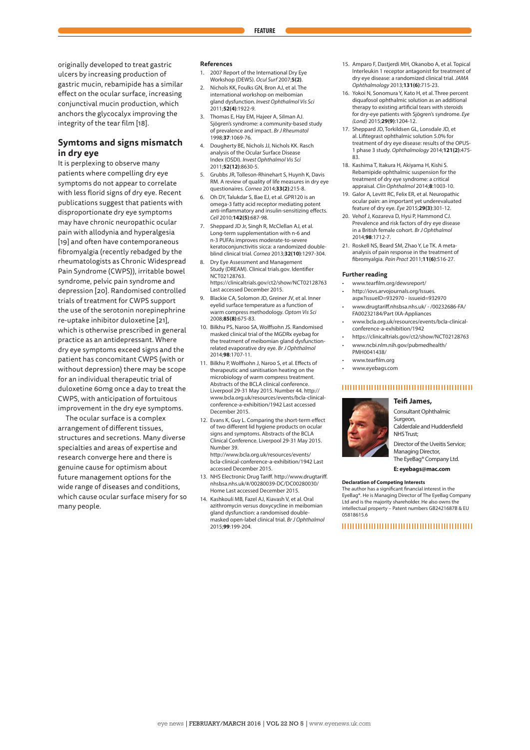originally developed to treat gastric ulcers by increasing production of gastric mucin, rebamipide has a similar effect on the ocular surface, increasing conjunctival mucin production, which anchors the glycocalyx improving the integrity of the tear film [18].

## Symptoms and signs mismatch in dry eye

It is perplexing to observe many patients where compelling dry eye symptoms do not appear to correlate with less florid signs of dry eye. Recent publications suggest that patients with disproportionate dry eye symptoms may have chronic neuropathic ocular pain with allodynia and hyperalgesia [19] and often have contemporaneous fibromyalgia (recently rebadged by the rheumatologists as Chronic Widespread Pain Syndrome (CWPS)), irritable bowel syndrome, pelvic pain syndrome and depression [20]. Randomised controlled trials of treatment for CWPS support the use of the serotonin norepinephrine re-uptake inhibitor duloxetine [21], which is otherwise prescribed in general practice as an antidepressant. Where dry eye symptoms exceed signs and the patient has concomitant CWPS (with or without depression) there may be scope for an individual therapeutic trial of duloxetine 60mg once a day to treat the CWPS, with anticipation of fortuitous improvement in the dry eye symptoms.

The ocular surface is a complex arrangement of different tissues, structures and secretions. Many diverse specialties and areas of expertise and research converge here and there is genuine cause for optimism about future management options for the wide range of diseases and conditions, which cause ocular surface misery for so many people.

### References

1. 2007 Report of the International Dry Eye Workshop (DEWS). *Ocul Surf* 2007;**5(2)**.
2. Nichols KK, Foulks GN, Bron AJ, et al. The international workshop on meibomian gland dysfunction. *Invest Ophthalmol Vis Sci* 2011;**52(4)**:1922-9.
3. Thomas E, Hay EM, Hajeer A, Silman AJ. Sjögren's syndrome: a community-based study of prevalence and impact. *Br J Rheumatol* 1998;**37**:1069-76.
4. Dougherty BE, Nichols JJ, Nichols KK. Rasch analysis of the Ocular Surface Disease Index (OSDI). *Invest Ophthalmol Vis Sci* 2011;**52(12)**:8630-5.
5. Grubbs JR, Tolleson-Rhinehart S, Huynh K, Davis RM. A review of quality of life measures in dry eye questionnaires. *Cornea* 2014;**33(2)**:215-8.
6. Oh DY, Talukdar S, Bae EJ, et al. GPR120 is an omega-3 fatty acid receptor mediating potent anti-inflammatory and insulin-sensitizing effects. *Cell* 2010;**142(5)**:687-98.
7. Sheppard JD Jr, Singh R, McClellan AJ, et al. Long-term supplementation with n-6 and n-3 PUFAs improves moderate-to-severe keratoconjunctivitis sicca: a randomized double-blind clinical trial. *Cornea* 2013;**32(10)**:1297-304.
8. Dry Eye Assessment and Management Study (DREAM). Clinical trials.gov. Identifier NCT02128763. https://clinicaltrials.gov/ct2/show/NCT02128763 Last accessed December 2015.
9. Blackie CA, Solomon JD, Greiner JV, et al. Inner eyelid surface temperature as a function of warm compress methodology. *Optom Vis Sci* 2008;**85(8)**:675-83.
10. Bilkhu PS, Naroo SA, Wolffsohn JS. Randomised masked clinical trial of the MGDRx eyebag for the treatment of meibomian gland dysfunction-related evaporative dry eye. *Br J Ophthalmol* 2014;**98**:1707-11.
11. Bilkhu P, Wolffsohn J, Naroo S, et al. Effects of therapeutic and sanitisation heating on the microbiology of warm compress treatment. Abstracts of the BCLA clinical conference. Liverpool 29-31 May 2015. Number 44. http://www.bcla.org.uk/resources/events/bcla-clinical-conference-a-exhibition/1942 Last accessed December 2015.
12. Evans K, Guy L. Comparing the short-term effect of two different lid hygiene products on ocular signs and symptoms. Abstracts of the BCLA Clinical Conference. Liverpool 29-31 May 2015. Number 39. http://www.bcla.org.uk/resources/events/bcla-clinical-conference-a-exhibition/1942 Last accessed December 2015.
13. NHS Electronic Drug Tariff. http://www.drugtariff.nhsbsa.nhs.uk/#/00280039-DC/DC00280030/Home Last accessed December 2015.
14. Kashkouli MB, Fazel AJ, Kiavash V, et al. Oral azithromycin versus doxycycline in meibomian gland dysfunction: a randomised double-masked open-label clinical trial. *Br J Ophthalmol* 2015;**99**:199-204.
15. Amparo F, Dastjerdi MH, Okanobo A, et al. Topical Interleukin 1 receptor antagonist for treatment of dry eye disease: a randomized clinical trial. *JAMA Ophthalmology* 2013;**131(6)**:715-23.
16. Yokoi N, Sonomura Y, Kato H, et al. Three percent diquafosol ophthalmic solution as an additional therapy to existing artificial tears with steroids for dry-eye patients with Sjögren's syndrome. *Eye (Lond)* 2015;**29(9)**:1204-12.
17. Sheppard JD, Torkildsen GL, Lonsdale JD, et al. Lifitegrast ophthalmic solution 5.0% for treatment of dry eye disease: results of the OPUS-1 phase 3 study. *Ophthalmology* 2014;**121(2)**:475-83.
18. Kashima T, Itakura H, Akiyama H, Kishi S. Rebamipide ophthalmic suspension for the treatment of dry eye syndrome: a critical appraisal. *Clin Ophthalmol* 2014;**8**:1003-10.
19. Galor A, Levitt RC, Felix ER, et al. Neuropathic ocular pain: an important yet underevaluated feature of dry eye. *Eye* 2015;**29(3)**:301-12.
20. Vehof J, Kozareva D, Hysi P, Hammond CJ. Prevalence and risk factors of dry eye disease in a British female cohort. *Br J Ophthalmol* 2014;**98**:1712-7.
21. Roskell NS, Beard SM, Zhao Y, Le TK. A meta-analysis of pain response in the treatment of fibromyalgia. *Pain Pract* 2011;**11(6)**:516-27.

### Further reading

- www.tearfilm.org/dewsreport/
- http://iovs.arvojournals.org/Issues.aspx?issueID=932970 - issueid=932970
- www.drugtariff.nhsbsa.nhs.uk/ - /00232686-FA/FA00232184/Part IXA-Appliances
- www.bcla.org.uk/resources/events/bcla-clinical-conference-a-exhibition/1942
- https://clinicaltrials.gov/ct2/show/NCT02128763
- www.ncbi.nlm.nih.gov/pubmedhealth/PMH0041438/
- www.tearfilm.org
- www.eyebags.com

**Teifi James,**

Consultant Ophthalmic Surgeon, Calderdale and Huddersfield NHS Trust;

Director of the Uveitis Service; Managing Director, The EyeBag® Company Ltd.

**E: eyebags@mac.com**

**Declaration of Competing Interests**

The author has a significant financial interest in the EyeBag®. He is Managing Director of The EyeBag Company Ltd and is the majority shareholder. He also owns the intellectual property – Patent numbers GB2421687B & EU 05818615.6